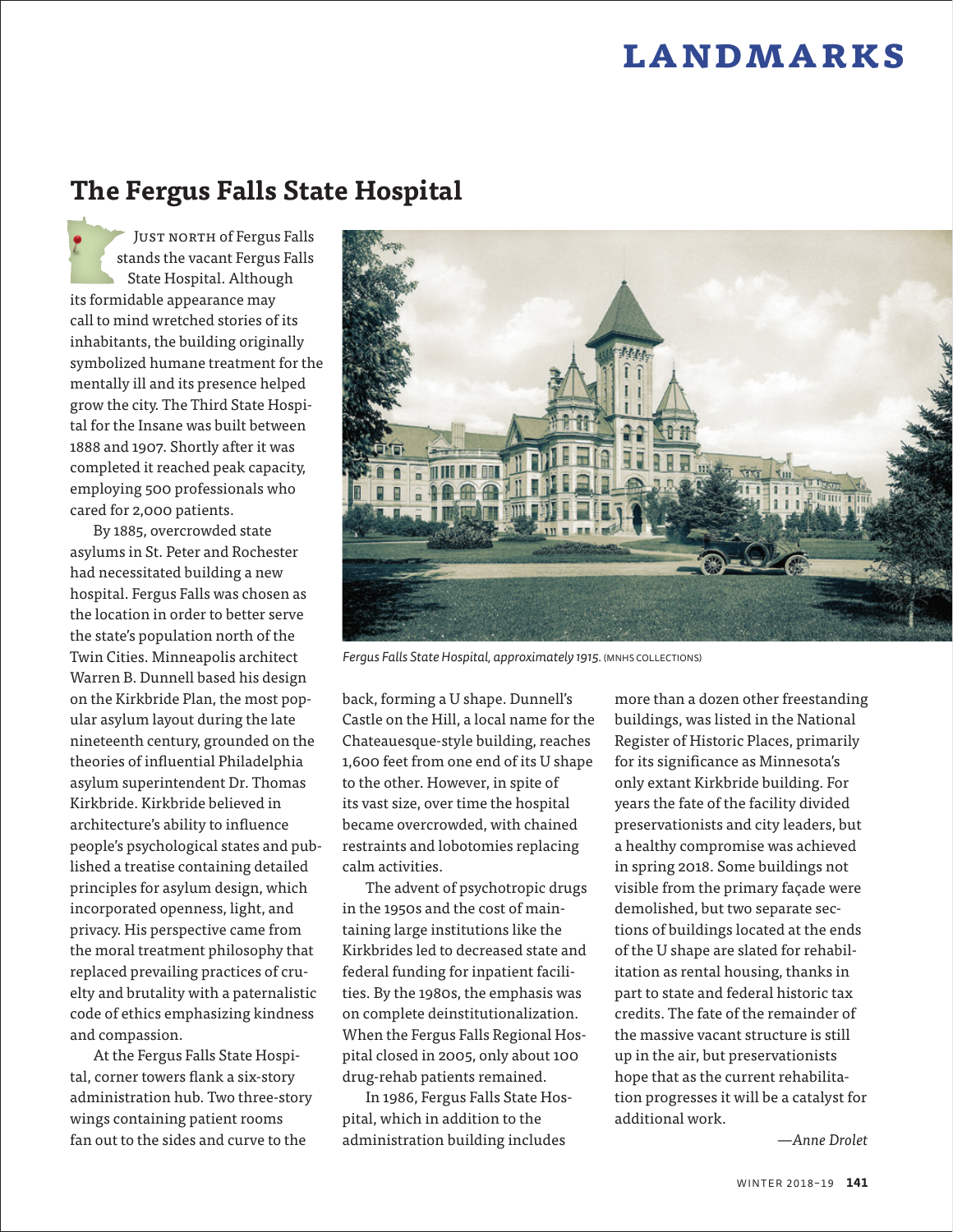# The Fergus Falls State Hospital

Just north of Fergus Falls stands the vacant Fergus Falls State Hospital. Although its formidable appearance may call to mind wretched stories of its inhabitants, the building originally symbolized humane treatment for the mentally ill and its presence helped grow the city. The Third State Hospital for the Insane was built between 1888 and 1907. Shortly after it was completed it reached peak capacity, employing 500 professionals who cared for 2,000 patients.

By 1885, overcrowded state asylums in St. Peter and Rochester had necessitated building a new hospital. Fergus Falls was chosen as the location in order to better serve the state's population north of the Twin Cities. Minneapolis architect Warren B. Dunnell based his design on the Kirkbride Plan, the most popular asylum layout during the late nineteenth century, grounded on the theories of influential Philadelphia asylum superintendent Dr. Thomas Kirkbride. Kirkbride believed in architecture's ability to influence people's psychological states and published a treatise containing detailed principles for asylum design, which incorporated openness, light, and privacy. His perspective came from the moral treatment philosophy that replaced prevailing practices of cruelty and brutality with a paternalistic code of ethics emphasizing kindness and compassion.

*Fergus Falls State Hospital, approximately 1915.* (MNHS COLLECTIONS)

At the Fergus Falls State Hospital, corner towers flank a six-story administration hub. Two three-story wings containing patient rooms fan out to the sides and curve to the back, forming a U shape. Dunnell's Castle on the Hill, a local name for the Chateauesque-style building, reaches 1,600 feet from one end of its U shape to the other. However, in spite of its vast size, over time the hospital became overcrowded, with chained restraints and lobotomies replacing calm activities.

The advent of psychotropic drugs in the 1950s and the cost of maintaining large institutions like the Kirkbrides led to decreased state and federal funding for inpatient facilities. By the 1980s, the emphasis was on complete deinstitutionalization. When the Fergus Falls Regional Hospital closed in 2005, only about 100 drug-rehab patients remained.

In 1986, Fergus Falls State Hospital, which in addition to the administration building includes more than a dozen other freestanding buildings, was listed in the National Register of Historic Places, primarily for its significance as Minnesota's only extant Kirkbride building. For years the fate of the facility divided preservationists and city leaders, but a healthy compromise was achieved in spring 2018. Some buildings not visible from the primary façade were demolished, but two separate sections of buildings located at the ends of the U shape are slated for rehabilitation as rental housing, thanks in part to state and federal historic tax credits. The fate of the remainder of the massive vacant structure is still up in the air, but preservationists hope that as the current rehabilitation progresses it will be a catalyst for additional work.

*—Anne Drolet*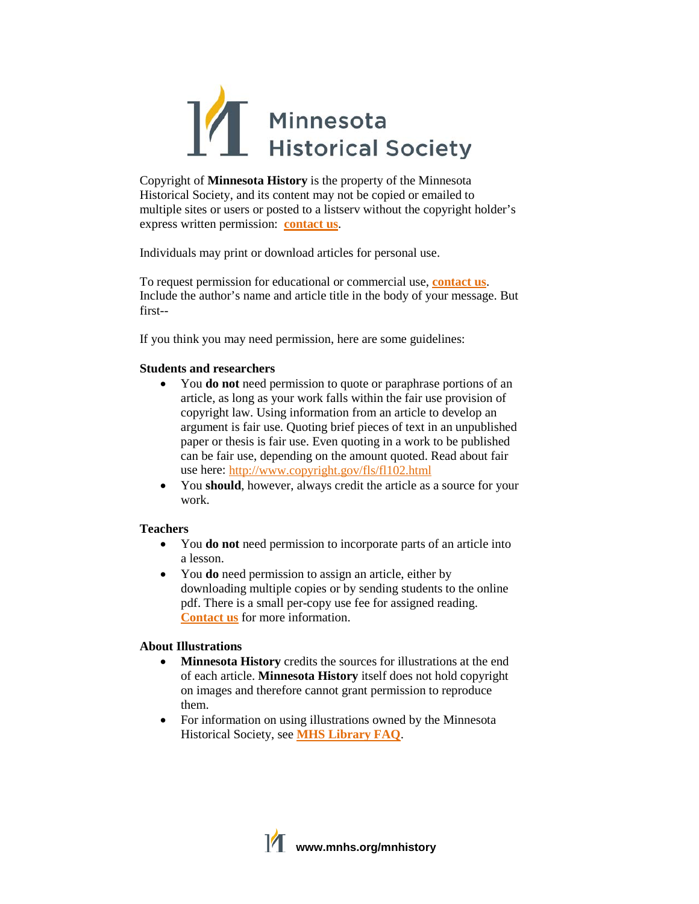# Minnesota Historical Society

Copyright of **Minnesota History** is the property of the Minnesota Historical Society, and its content may not be copied or emailed to multiple sites or users or posted to a listserv without the copyright holder's express written permission: **contact us**.

Individuals may print or download articles for personal use.

To request permission for educational or commercial use, **contact us**. Include the author's name and article title in the body of your message. But first--

If you think you may need permission, here are some guidelines:

**Students and researchers**

- You **do not** need permission to quote or paraphrase portions of an article, as long as your work falls within the fair use provision of copyright law. Using information from an article to develop an argument is fair use. Quoting brief pieces of text in an unpublished paper or thesis is fair use. Even quoting in a work to be published can be fair use, depending on the amount quoted. Read about fair use here: http://www.copyright.gov/fls/fl102.html
- You **should**, however, always credit the article as a source for your work.

**Teachers**

- You **do not** need permission to incorporate parts of an article into a lesson.
- You **do** need permission to assign an article, either by downloading multiple copies or by sending students to the online pdf. There is a small per-copy use fee for assigned reading. **Contact us** for more information.

**About Illustrations**

- **Minnesota History** credits the sources for illustrations at the end of each article. **Minnesota History** itself does not hold copyright on images and therefore cannot grant permission to reproduce them.
- For information on using illustrations owned by the Minnesota Historical Society, see **MHS Library FAQ**.

**www.mnhs.org/mnhistory**